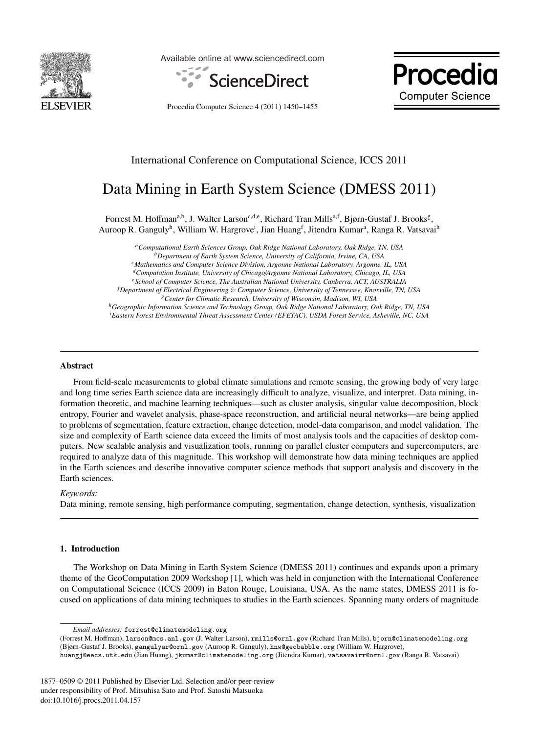Available online at www.sciencedirect.com

International Conference on Computational Science, ICCS 2011

# Data Mining in Earth System Science (DMESS 2011)

Forrest M. Hoffman[a,b], J. Walter Larson[c,d,e], Richard Tran Mills[a,f], Bjørn-Gustaf J. Brooks[g], Auroop R. Ganguly[h], William W. Hargrove[i], Jian Huang[f], Jitendra Kumar[a], Ranga R. Vatsavai[h]

[a] *Computational Earth Sciences Group, Oak Ridge National Laboratory, Oak Ridge, TN, USA*
[b] *Department of Earth System Science, University of California, Irvine, CA, USA*
[c] *Mathematics and Computer Science Division, Argonne National Laboratory, Argonne, IL, USA*
[d] *Computation Institute, University of Chicago/Argonne National Laboratory, Chicago, IL, USA*
[e] *School of Computer Science, The Australian National University, Canberra, ACT, AUSTRALIA*
[f] *Department of Electrical Engineering & Computer Science, University of Tennessee, Knoxville, TN, USA*
[g] *Center for Climatic Research, University of Wisconsin, Madison, WI, USA*
[h] *Geographic Information Science and Technology Group, Oak Ridge National Laboratory, Oak Ridge, TN, USA*
[i] *Eastern Forest Environmental Threat Assessment Center (EFETAC), USDA Forest Service, Asheville, NC, USA*

---

## Abstract

From field-scale measurements to global climate simulations and remote sensing, the growing body of very large and long time series Earth science data are increasingly difficult to analyze, visualize, and interpret. Data mining, information theoretic, and machine learning techniques—such as cluster analysis, singular value decomposition, block entropy, Fourier and wavelet analysis, phase-space reconstruction, and artificial neural networks—are being applied to problems of segmentation, feature extraction, change detection, model-data comparison, and model validation. The size and complexity of Earth science data exceed the limits of most analysis tools and the capacities of desktop computers. New scalable analysis and visualization tools, running on parallel cluster computers and supercomputers, are required to analyze data of this magnitude. This workshop will demonstrate how data mining techniques are applied in the Earth sciences and describe innovative computer science methods that support analysis and discovery in the Earth sciences.

*Keywords:*
Data mining, remote sensing, high performance computing, segmentation, change detection, synthesis, visualization

---

## 1. Introduction

The Workshop on Data Mining in Earth System Science (DMESS 2011) continues and expands upon a primary theme of the GeoComputation 2009 Workshop [1], which was held in conjunction with the International Conference on Computational Science (ICCS 2009) in Baton Rouge, Louisiana, USA. As the name states, DMESS 2011 is focused on applications of data mining techniques to studies in the Earth sciences. Spanning many orders of magnitude

---

*Email addresses:* forrest@climatemodeling.org (Forrest M. Hoffman), larson@mcs.anl.gov (J. Walter Larson), rmills@ornl.gov (Richard Tran Mills), bjorn@climatemodeling.org (Bjørn-Gustaf J. Brooks), gangulyar@ornl.gov (Auroop R. Ganguly), hnw@geobabble.org (William W. Hargrove), huangj@eecs.utk.edu (Jian Huang), jkumar@climatemodeling.org (Jitendra Kumar), vatsavairr@ornl.gov (Ranga R. Vatsavai)

1877–0509 © 2011 Published by Elsevier Ltd. Selection and/or peer-review under responsibility of Prof. Mitsuhisa Sato and Prof. Satoshi Matsuoka
doi:10.1016/j.procs.2011.04.157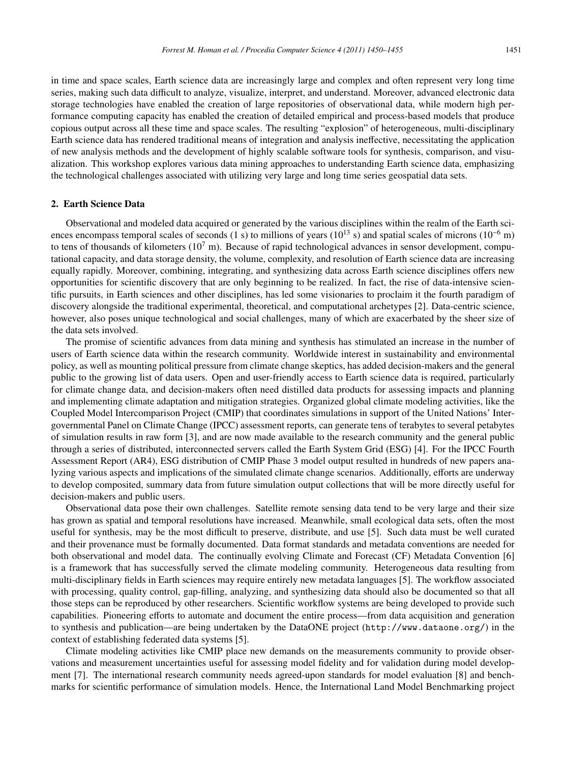in time and space scales, Earth science data are increasingly large and complex and often represent very long time series, making such data difficult to analyze, visualize, interpret, and understand. Moreover, advanced electronic data storage technologies have enabled the creation of large repositories of observational data, while modern high performance computing capacity has enabled the creation of detailed empirical and process-based models that produce copious output across all these time and space scales. The resulting "explosion" of heterogeneous, multi-disciplinary Earth science data has rendered traditional means of integration and analysis ineffective, necessitating the application of new analysis methods and the development of highly scalable software tools for synthesis, comparison, and visualization. This workshop explores various data mining approaches to understanding Earth science data, emphasizing the technological challenges associated with utilizing very large and long time series geospatial data sets.

## 2. Earth Science Data

Observational and modeled data acquired or generated by the various disciplines within the realm of the Earth sciences encompass temporal scales of seconds (1 s) to millions of years ($10^{13}$ s) and spatial scales of microns ($10^{-6}$ m) to tens of thousands of kilometers ($10^{7}$ m). Because of rapid technological advances in sensor development, computational capacity, and data storage density, the volume, complexity, and resolution of Earth science data are increasing equally rapidly. Moreover, combining, integrating, and synthesizing data across Earth science disciplines offers new opportunities for scientific discovery that are only beginning to be realized. In fact, the rise of data-intensive scientific pursuits, in Earth sciences and other disciplines, has led some visionaries to proclaim it the fourth paradigm of discovery alongside the traditional experimental, theoretical, and computational archetypes [2]. Data-centric science, however, also poses unique technological and social challenges, many of which are exacerbated by the sheer size of the data sets involved.

The promise of scientific advances from data mining and synthesis has stimulated an increase in the number of users of Earth science data within the research community. Worldwide interest in sustainability and environmental policy, as well as mounting political pressure from climate change skeptics, has added decision-makers and the general public to the growing list of data users. Open and user-friendly access to Earth science data is required, particularly for climate change data, and decision-makers often need distilled data products for assessing impacts and planning and implementing climate adaptation and mitigation strategies. Organized global climate modeling activities, like the Coupled Model Intercomparison Project (CMIP) that coordinates simulations in support of the United Nations' Intergovernmental Panel on Climate Change (IPCC) assessment reports, can generate tens of terabytes to several petabytes of simulation results in raw form [3], and are now made available to the research community and the general public through a series of distributed, interconnected servers called the Earth System Grid (ESG) [4]. For the IPCC Fourth Assessment Report (AR4), ESG distribution of CMIP Phase 3 model output resulted in hundreds of new papers analyzing various aspects and implications of the simulated climate change scenarios. Additionally, efforts are underway to develop composited, summary data from future simulation output collections that will be more directly useful for decision-makers and public users.

Observational data pose their own challenges. Satellite remote sensing data tend to be very large and their size has grown as spatial and temporal resolutions have increased. Meanwhile, small ecological data sets, often the most useful for synthesis, may be the most difficult to preserve, distribute, and use [5]. Such data must be well curated and their provenance must be formally documented. Data format standards and metadata conventions are needed for both observational and model data. The continually evolving Climate and Forecast (CF) Metadata Convention [6] is a framework that has successfully served the climate modeling community. Heterogeneous data resulting from multi-disciplinary fields in Earth sciences may require entirely new metadata languages [5]. The workflow associated with processing, quality control, gap-filling, analyzing, and synthesizing data should also be documented so that all those steps can be reproduced by other researchers. Scientific workflow systems are being developed to provide such capabilities. Pioneering efforts to automate and document the entire process—from data acquisition and generation to synthesis and publication—are being undertaken by the DataONE project (`http://www.dataone.org/`) in the context of establishing federated data systems [5].

Climate modeling activities like CMIP place new demands on the measurements community to provide observations and measurement uncertainties useful for assessing model fidelity and for validation during model development [7]. The international research community needs agreed-upon standards for model evaluation [8] and benchmarks for scientific performance of simulation models. Hence, the International Land Model Benchmarking project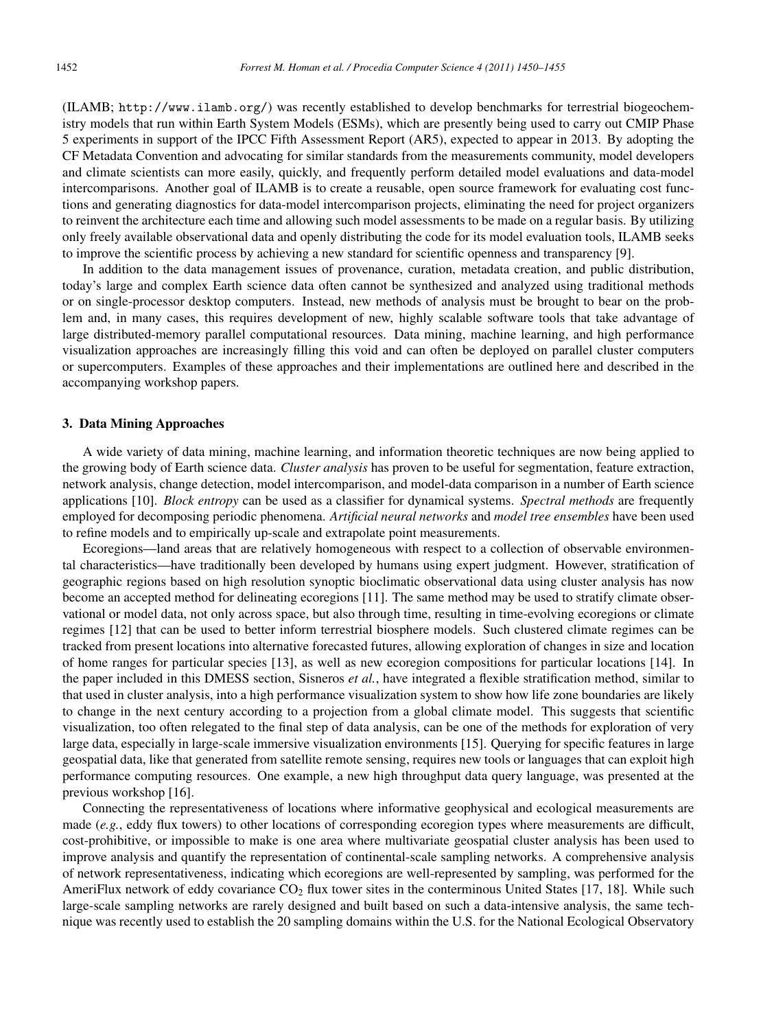(ILAMB; http://www.ilamb.org/) was recently established to develop benchmarks for terrestrial biogeochemistry models that run within Earth System Models (ESMs), which are presently being used to carry out CMIP Phase 5 experiments in support of the IPCC Fifth Assessment Report (AR5), expected to appear in 2013. By adopting the CF Metadata Convention and advocating for similar standards from the measurements community, model developers and climate scientists can more easily, quickly, and frequently perform detailed model evaluations and data-model intercomparisons. Another goal of ILAMB is to create a reusable, open source framework for evaluating cost functions and generating diagnostics for data-model intercomparison projects, eliminating the need for project organizers to reinvent the architecture each time and allowing such model assessments to be made on a regular basis. By utilizing only freely available observational data and openly distributing the code for its model evaluation tools, ILAMB seeks to improve the scientific process by achieving a new standard for scientific openness and transparency [9].

In addition to the data management issues of provenance, curation, metadata creation, and public distribution, today's large and complex Earth science data often cannot be synthesized and analyzed using traditional methods or on single-processor desktop computers. Instead, new methods of analysis must be brought to bear on the problem and, in many cases, this requires development of new, highly scalable software tools that take advantage of large distributed-memory parallel computational resources. Data mining, machine learning, and high performance visualization approaches are increasingly filling this void and can often be deployed on parallel cluster computers or supercomputers. Examples of these approaches and their implementations are outlined here and described in the accompanying workshop papers.

## 3. Data Mining Approaches

A wide variety of data mining, machine learning, and information theoretic techniques are now being applied to the growing body of Earth science data. *Cluster analysis* has proven to be useful for segmentation, feature extraction, network analysis, change detection, model intercomparison, and model-data comparison in a number of Earth science applications [10]. *Block entropy* can be used as a classifier for dynamical systems. *Spectral methods* are frequently employed for decomposing periodic phenomena. *Artificial neural networks* and *model tree ensembles* have been used to refine models and to empirically up-scale and extrapolate point measurements.

Ecoregions—land areas that are relatively homogeneous with respect to a collection of observable environmental characteristics—have traditionally been developed by humans using expert judgment. However, stratification of geographic regions based on high resolution synoptic bioclimatic observational data using cluster analysis has now become an accepted method for delineating ecoregions [11]. The same method may be used to stratify climate observational or model data, not only across space, but also through time, resulting in time-evolving ecoregions or climate regimes [12] that can be used to better inform terrestrial biosphere models. Such clustered climate regimes can be tracked from present locations into alternative forecasted futures, allowing exploration of changes in size and location of home ranges for particular species [13], as well as new ecoregion compositions for particular locations [14]. In the paper included in this DMESS section, Sisneros *et al.*, have integrated a flexible stratification method, similar to that used in cluster analysis, into a high performance visualization system to show how life zone boundaries are likely to change in the next century according to a projection from a global climate model. This suggests that scientific visualization, too often relegated to the final step of data analysis, can be one of the methods for exploration of very large data, especially in large-scale immersive visualization environments [15]. Querying for specific features in large geospatial data, like that generated from satellite remote sensing, requires new tools or languages that can exploit high performance computing resources. One example, a new high throughput data query language, was presented at the previous workshop [16].

Connecting the representativeness of locations where informative geophysical and ecological measurements are made (*e.g.*, eddy flux towers) to other locations of corresponding ecoregion types where measurements are difficult, cost-prohibitive, or impossible to make is one area where multivariate geospatial cluster analysis has been used to improve analysis and quantify the representation of continental-scale sampling networks. A comprehensive analysis of network representativeness, indicating which ecoregions are well-represented by sampling, was performed for the AmeriFlux network of eddy covariance $CO_2$ flux tower sites in the conterminous United States [17, 18]. While such large-scale sampling networks are rarely designed and built based on such a data-intensive analysis, the same technique was recently used to establish the 20 sampling domains within the U.S. for the National Ecological Observatory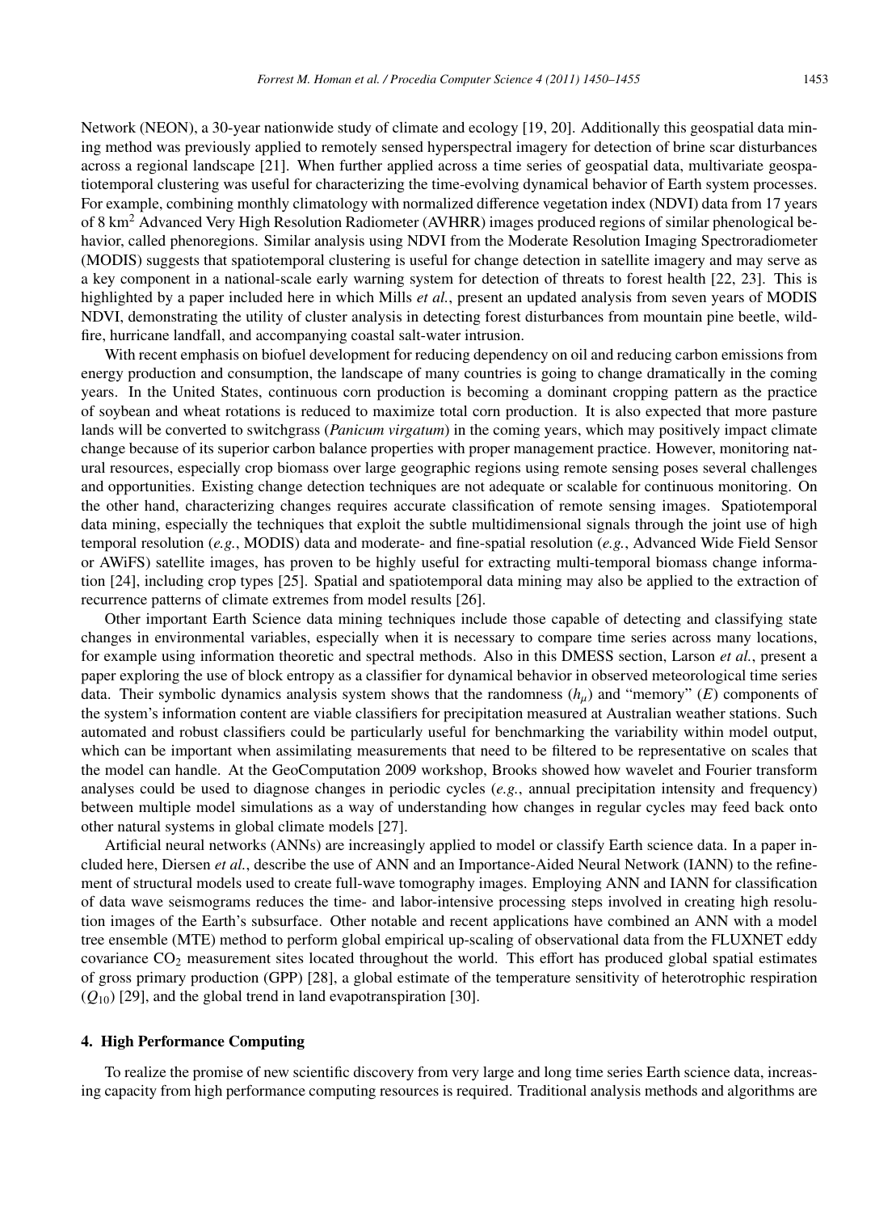Network (NEON), a 30-year nationwide study of climate and ecology [19, 20]. Additionally this geospatial data mining method was previously applied to remotely sensed hyperspectral imagery for detection of brine scar disturbances across a regional landscape [21]. When further applied across a time series of geospatial data, multivariate geospatiotemporal clustering was useful for characterizing the time-evolving dynamical behavior of Earth system processes. For example, combining monthly climatology with normalized difference vegetation index (NDVI) data from 17 years of 8 km$^2$ Advanced Very High Resolution Radiometer (AVHRR) images produced regions of similar phenological behavior, called phenoregions. Similar analysis using NDVI from the Moderate Resolution Imaging Spectroradiometer (MODIS) suggests that spatiotemporal clustering is useful for change detection in satellite imagery and may serve as a key component in a national-scale early warning system for detection of threats to forest health [22, 23]. This is highlighted by a paper included here in which Mills *et al.*, present an updated analysis from seven years of MODIS NDVI, demonstrating the utility of cluster analysis in detecting forest disturbances from mountain pine beetle, wildfire, hurricane landfall, and accompanying coastal salt-water intrusion.

With recent emphasis on biofuel development for reducing dependency on oil and reducing carbon emissions from energy production and consumption, the landscape of many countries is going to change dramatically in the coming years. In the United States, continuous corn production is becoming a dominant cropping pattern as the practice of soybean and wheat rotations is reduced to maximize total corn production. It is also expected that more pasture lands will be converted to switchgrass (*Panicum virgatum*) in the coming years, which may positively impact climate change because of its superior carbon balance properties with proper management practice. However, monitoring natural resources, especially crop biomass over large geographic regions using remote sensing poses several challenges and opportunities. Existing change detection techniques are not adequate or scalable for continuous monitoring. On the other hand, characterizing changes requires accurate classification of remote sensing images. Spatiotemporal data mining, especially the techniques that exploit the subtle multidimensional signals through the joint use of high temporal resolution (*e.g.*, MODIS) data and moderate- and fine-spatial resolution (*e.g.*, Advanced Wide Field Sensor or AWiFS) satellite images, has proven to be highly useful for extracting multi-temporal biomass change information [24], including crop types [25]. Spatial and spatiotemporal data mining may also be applied to the extraction of recurrence patterns of climate extremes from model results [26].

Other important Earth Science data mining techniques include those capable of detecting and classifying state changes in environmental variables, especially when it is necessary to compare time series across many locations, for example using information theoretic and spectral methods. Also in this DMESS section, Larson *et al.*, present a paper exploring the use of block entropy as a classifier for dynamical behavior in observed meteorological time series data. Their symbolic dynamics analysis system shows that the randomness ($h_\mu$) and "memory" ($E$) components of the system's information content are viable classifiers for precipitation measured at Australian weather stations. Such automated and robust classifiers could be particularly useful for benchmarking the variability within model output, which can be important when assimilating measurements that need to be filtered to be representative on scales that the model can handle. At the GeoComputation 2009 workshop, Brooks showed how wavelet and Fourier transform analyses could be used to diagnose changes in periodic cycles (*e.g.*, annual precipitation intensity and frequency) between multiple model simulations as a way of understanding how changes in regular cycles may feed back onto other natural systems in global climate models [27].

Artificial neural networks (ANNs) are increasingly applied to model or classify Earth science data. In a paper included here, Diersen *et al.*, describe the use of ANN and an Importance-Aided Neural Network (IANN) to the refinement of structural models used to create full-wave tomography images. Employing ANN and IANN for classification of data wave seismograms reduces the time- and labor-intensive processing steps involved in creating high resolution images of the Earth's subsurface. Other notable and recent applications have combined an ANN with a model tree ensemble (MTE) method to perform global empirical up-scaling of observational data from the FLUXNET eddy covariance $CO_2$ measurement sites located throughout the world. This effort has produced global spatial estimates of gross primary production (GPP) [28], a global estimate of the temperature sensitivity of heterotrophic respiration ($Q_{10}$) [29], and the global trend in land evapotranspiration [30].

## 4. High Performance Computing

To realize the promise of new scientific discovery from very large and long time series Earth science data, increasing capacity from high performance computing resources is required. Traditional analysis methods and algorithms are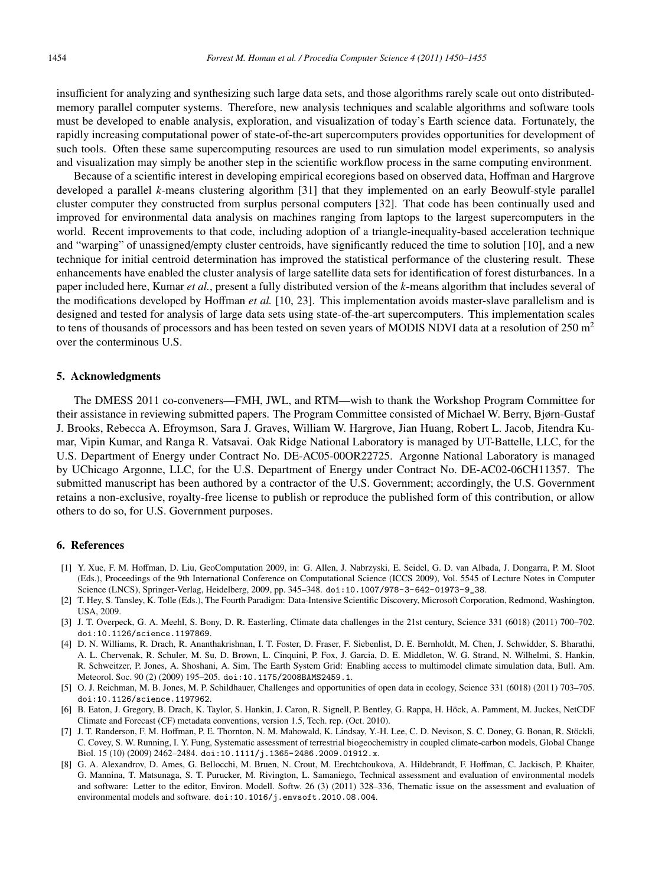insufficient for analyzing and synthesizing such large data sets, and those algorithms rarely scale out onto distributed-memory parallel computer systems. Therefore, new analysis techniques and scalable algorithms and software tools must be developed to enable analysis, exploration, and visualization of today's Earth science data. Fortunately, the rapidly increasing computational power of state-of-the-art supercomputers provides opportunities for development of such tools. Often these same supercomputing resources are used to run simulation model experiments, so analysis and visualization may simply be another step in the scientific workflow process in the same computing environment.

Because of a scientific interest in developing empirical ecoregions based on observed data, Hoffman and Hargrove developed a parallel *k*-means clustering algorithm [31] that they implemented on an early Beowulf-style parallel cluster computer they constructed from surplus personal computers [32]. That code has been continually used and improved for environmental data analysis on machines ranging from laptops to the largest supercomputers in the world. Recent improvements to that code, including adoption of a triangle-inequality-based acceleration technique and "warping" of unassigned/empty cluster centroids, have significantly reduced the time to solution [10], and a new technique for initial centroid determination has improved the statistical performance of the clustering result. These enhancements have enabled the cluster analysis of large satellite data sets for identification of forest disturbances. In a paper included here, Kumar *et al.*, present a fully distributed version of the *k*-means algorithm that includes several of the modifications developed by Hoffman *et al.* [10, 23]. This implementation avoids master-slave parallelism and is designed and tested for analysis of large data sets using state-of-the-art supercomputers. This implementation scales to tens of thousands of processors and has been tested on seven years of MODIS NDVI data at a resolution of 250 $m^2$ over the conterminous U.S.

## 5. Acknowledgments

The DMESS 2011 co-conveners—FMH, JWL, and RTM—wish to thank the Workshop Program Committee for their assistance in reviewing submitted papers. The Program Committee consisted of Michael W. Berry, Bjørn-Gustaf J. Brooks, Rebecca A. Efroymson, Sara J. Graves, William W. Hargrove, Jian Huang, Robert L. Jacob, Jitendra Kumar, Vipin Kumar, and Ranga R. Vatsavai. Oak Ridge National Laboratory is managed by UT-Battelle, LLC, for the U.S. Department of Energy under Contract No. DE-AC05-00OR22725. Argonne National Laboratory is managed by UChicago Argonne, LLC, for the U.S. Department of Energy under Contract No. DE-AC02-06CH11357. The submitted manuscript has been authored by a contractor of the U.S. Government; accordingly, the U.S. Government retains a non-exclusive, royalty-free license to publish or reproduce the published form of this contribution, or allow others to do so, for U.S. Government purposes.

## 6. References

[1] Y. Xue, F. M. Hoffman, D. Liu, GeoComputation 2009, in: G. Allen, J. Nabrzyski, E. Seidel, G. D. van Albada, J. Dongarra, P. M. Sloot (Eds.), Proceedings of the 9th International Conference on Computational Science (ICCS 2009), Vol. 5545 of Lecture Notes in Computer Science (LNCS), Springer-Verlag, Heidelberg, 2009, pp. 345–348. doi:10.1007/978-3-642-01973-9_38.

[2] T. Hey, S. Tansley, K. Tolle (Eds.), The Fourth Paradigm: Data-Intensive Scientific Discovery, Microsoft Corporation, Redmond, Washington, USA, 2009.

[3] J. T. Overpeck, G. A. Meehl, S. Bony, D. R. Easterling, Climate data challenges in the 21st century, Science 331 (6018) (2011) 700–702. doi:10.1126/science.1197869.

[4] D. N. Williams, R. Drach, R. Ananthakrishnan, I. T. Foster, D. Fraser, F. Siebenlist, D. E. Bernholdt, M. Chen, J. Schwidder, S. Bharathi, A. L. Chervenak, R. Schuler, M. Su, D. Brown, L. Cinquini, P. Fox, J. Garcia, D. E. Middleton, W. G. Strand, N. Wilhelmi, S. Hankin, R. Schweitzer, P. Jones, A. Shoshani, A. Sim, The Earth System Grid: Enabling access to multimodel climate simulation data, Bull. Am. Meteorol. Soc. 90 (2) (2009) 195–205. doi:10.1175/2008BAMS2459.1.

[5] O. J. Reichman, M. B. Jones, M. P. Schildhauer, Challenges and opportunities of open data in ecology, Science 331 (6018) (2011) 703–705. doi:10.1126/science.1197962.

[6] B. Eaton, J. Gregory, B. Drach, K. Taylor, S. Hankin, J. Caron, R. Signell, P. Bentley, G. Rappa, H. Höck, A. Pamment, M. Juckes, NetCDF Climate and Forecast (CF) metadata conventions, version 1.5, Tech. rep. (Oct. 2010).

[7] J. T. Randerson, F. M. Hoffman, P. E. Thornton, N. M. Mahowald, K. Lindsay, Y.-H. Lee, C. D. Nevison, S. C. Doney, G. Bonan, R. Stöckli, C. Covey, S. W. Running, I. Y. Fung, Systematic assessment of terrestrial biogeochemistry in coupled climate-carbon models, Global Change Biol. 15 (10) (2009) 2462–2484. doi:10.1111/j.1365-2486.2009.01912.x.

[8] G. A. Alexandrov, D. Ames, G. Bellocchi, M. Bruen, N. Crout, M. Erechtchoukova, A. Hildebrandt, F. Hoffman, C. Jackisch, P. Khaiter, G. Mannina, T. Matsunaga, S. T. Purucker, M. Rivington, L. Samaniego, Technical assessment and evaluation of environmental models and software: Letter to the editor, Environ. Modell. Softw. 26 (3) (2011) 328–336, Thematic issue on the assessment and evaluation of environmental models and software. doi:10.1016/j.envsoft.2010.08.004.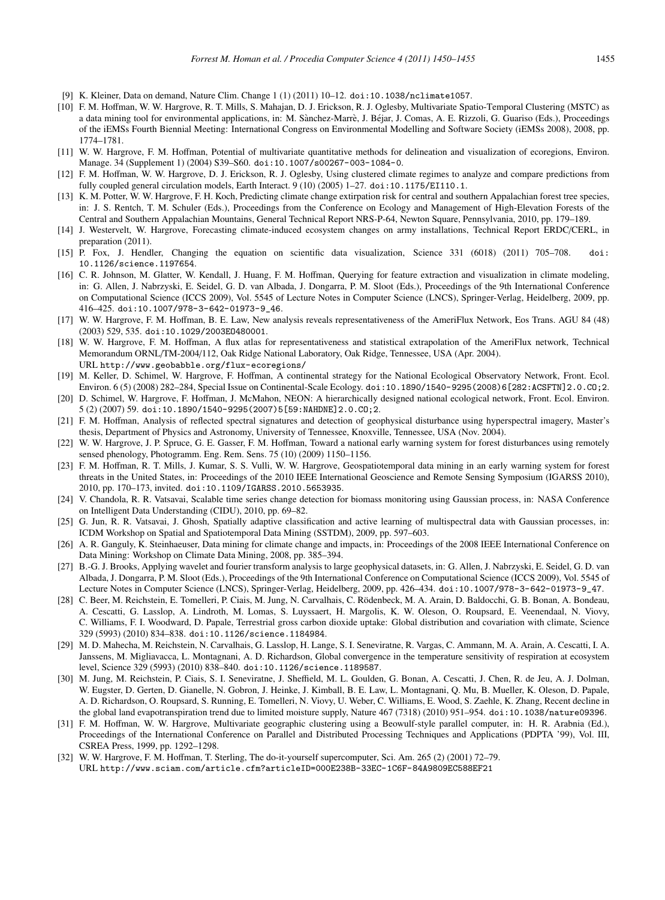[9] K. Kleiner, Data on demand, Nature Clim. Change 1 (1) (2011) 10–12. doi:10.1038/nclimate1057.

[10] F. M. Hoffman, W. W. Hargrove, R. T. Mills, S. Mahajan, D. J. Erickson, R. J. Oglesby, Multivariate Spatio-Temporal Clustering (MSTC) as a data mining tool for environmental applications, in: M. Sànchez-Marrè, J. Béjar, J. Comas, A. E. Rizzoli, G. Guariso (Eds.), Proceedings of the iEMSs Fourth Biennial Meeting: International Congress on Environmental Modelling and Software Society (iEMSs 2008), 2008, pp. 1774–1781.

[11] W. W. Hargrove, F. M. Hoffman, Potential of multivariate quantitative methods for delineation and visualization of ecoregions, Environ. Manage. 34 (Supplement 1) (2004) S39–S60. doi:10.1007/s00267-003-1084-0.

[12] F. M. Hoffman, W. W. Hargrove, D. J. Erickson, R. J. Oglesby, Using clustered climate regimes to analyze and compare predictions from fully coupled general circulation models, Earth Interact. 9 (10) (2005) 1–27. doi:10.1175/EI110.1.

[13] K. M. Potter, W. W. Hargrove, F. H. Koch, Predicting climate change extirpation risk for central and southern Appalachian forest tree species, in: J. S. Rentch, T. M. Schuler (Eds.), Proceedings from the Conference on Ecology and Management of High-Elevation Forests of the Central and Southern Appalachian Mountains, General Technical Report NRS-P-64, Newton Square, Pennsylvania, 2010, pp. 179–189.

[14] J. Westervelt, W. Hargrove, Forecasting climate-induced ecosystem changes on army installations, Technical Report ERDC/CERL, in preparation (2011).

[15] P. Fox, J. Hendler, Changing the equation on scientific data visualization, Science 331 (6018) (2011) 705–708. doi:10.1126/science.1197654.

[16] C. R. Johnson, M. Glatter, W. Kendall, J. Huang, F. M. Hoffman, Querying for feature extraction and visualization in climate modeling, in: G. Allen, J. Nabrzyski, E. Seidel, G. D. van Albada, J. Dongarra, P. M. Sloot (Eds.), Proceedings of the 9th International Conference on Computational Science (ICCS 2009), Vol. 5545 of Lecture Notes in Computer Science (LNCS), Springer-Verlag, Heidelberg, 2009, pp. 416–425. doi:10.1007/978-3-642-01973-9_46.

[17] W. W. Hargrove, F. M. Hoffman, B. E. Law, New analysis reveals representativeness of the AmeriFlux Network, Eos Trans. AGU 84 (48) (2003) 529, 535. doi:10.1029/2003EO480001.

[18] W. W. Hargrove, F. M. Hoffman, A flux atlas for representativeness and statistical extrapolation of the AmeriFlux network, Technical Memorandum ORNL/TM-2004/112, Oak Ridge National Laboratory, Oak Ridge, Tennessee, USA (Apr. 2004). URL http://www.geobabble.org/flux-ecoregions/

[19] M. Keller, D. Schimel, W. Hargrove, F. Hoffman, A continental strategy for the National Ecological Observatory Network, Front. Ecol. Environ. 6 (5) (2008) 282–284, Special Issue on Continental-Scale Ecology. doi:10.1890/1540-9295(2008)6[282:ACSFTN]2.0.CO;2.

[20] D. Schimel, W. Hargrove, F. Hoffman, J. McMahon, NEON: A hierarchically designed national ecological network, Front. Ecol. Environ. 5 (2) (2007) 59. doi:10.1890/1540-9295(2007)5[59:NAHDNE]2.0.CO;2.

[21] F. M. Hoffman, Analysis of reflected spectral signatures and detection of geophysical disturbance using hyperspectral imagery, Master's thesis, Department of Physics and Astronomy, University of Tennessee, Knoxville, Tennessee, USA (Nov. 2004).

[22] W. W. Hargrove, J. P. Spruce, G. E. Gasser, F. M. Hoffman, Toward a national early warning system for forest disturbances using remotely sensed phenology, Photogramm. Eng. Rem. Sens. 75 (10) (2009) 1150–1156.

[23] F. M. Hoffman, R. T. Mills, J. Kumar, S. S. Vulli, W. W. Hargrove, Geospatiotemporal data mining in an early warning system for forest threats in the United States, in: Proceedings of the 2010 IEEE International Geoscience and Remote Sensing Symposium (IGARSS 2010), 2010, pp. 170–173, invited. doi:10.1109/IGARSS.2010.5653935.

[24] V. Chandola, R. R. Vatsavai, Scalable time series change detection for biomass monitoring using Gaussian process, in: NASA Conference on Intelligent Data Understanding (CIDU), 2010, pp. 69–82.

[25] G. Jun, R. R. Vatsavai, J. Ghosh, Spatially adaptive classification and active learning of multispectral data with Gaussian processes, in: ICDM Workshop on Spatial and Spatiotemporal Data Mining (SSTDM), 2009, pp. 597–603.

[26] A. R. Ganguly, K. Steinhaeuser, Data mining for climate change and impacts, in: Proceedings of the 2008 IEEE International Conference on Data Mining: Workshop on Climate Data Mining, 2008, pp. 385–394.

[27] B.-G. J. Brooks, Applying wavelet and fourier transform analysis to large geophysical datasets, in: G. Allen, J. Nabrzyski, E. Seidel, G. D. van Albada, J. Dongarra, P. M. Sloot (Eds.), Proceedings of the 9th International Conference on Computational Science (ICCS 2009), Vol. 5545 of Lecture Notes in Computer Science (LNCS), Springer-Verlag, Heidelberg, 2009, pp. 426–434. doi:10.1007/978-3-642-01973-9_47.

[28] C. Beer, M. Reichstein, E. Tomelleri, P. Ciais, M. Jung, N. Carvalhais, C. Rödenbeck, M. A. Arain, D. Baldocchi, G. B. Bonan, A. Bondeau, A. Cescatti, G. Lasslop, A. Lindroth, M. Lomas, S. Luyssaert, H. Margolis, K. W. Oleson, O. Roupsard, E. Veenendaal, N. Viovy, C. Williams, F. I. Woodward, D. Papale, Terrestrial gross carbon dioxide uptake: Global distribution and covariation with climate, Science 329 (5993) (2010) 834–838. doi:10.1126/science.1184984.

[29] M. D. Mahecha, M. Reichstein, N. Carvalhais, G. Lasslop, H. Lange, S. I. Seneviratne, R. Vargas, C. Ammann, M. A. Arain, A. Cescatti, I. A. Janssens, M. Migliavacca, L. Montagnani, A. D. Richardson, Global convergence in the temperature sensitivity of respiration at ecosystem level, Science 329 (5993) (2010) 838–840. doi:10.1126/science.1189587.

[30] M. Jung, M. Reichstein, P. Ciais, S. I. Seneviratne, J. Sheffield, M. L. Goulden, G. Bonan, A. Cescatti, J. Chen, R. de Jeu, A. J. Dolman, W. Eugster, D. Gerten, D. Gianelle, N. Gobron, J. Heinke, J. Kimball, B. E. Law, L. Montagnani, Q. Mu, B. Mueller, K. Oleson, D. Papale, A. D. Richardson, O. Roupsard, S. Running, E. Tomelleri, N. Viovy, U. Weber, C. Williams, E. Wood, S. Zaehle, K. Zhang, Recent decline in the global land evapotranspiration trend due to limited moisture supply, Nature 467 (7318) (2010) 951–954. doi:10.1038/nature09396.

[31] F. M. Hoffman, W. W. Hargrove, Multivariate geographic clustering using a Beowulf-style parallel computer, in: H. R. Arabnia (Ed.), Proceedings of the International Conference on Parallel and Distributed Processing Techniques and Applications (PDPTA '99), Vol. III, CSREA Press, 1999, pp. 1292–1298.

[32] W. W. Hargrove, F. M. Hoffman, T. Sterling, The do-it-yourself supercomputer, Sci. Am. 265 (2) (2001) 72–79. URL http://www.sciam.com/article.cfm?articleID=000E238B-33EC-1C6F-84A9809EC588EF21